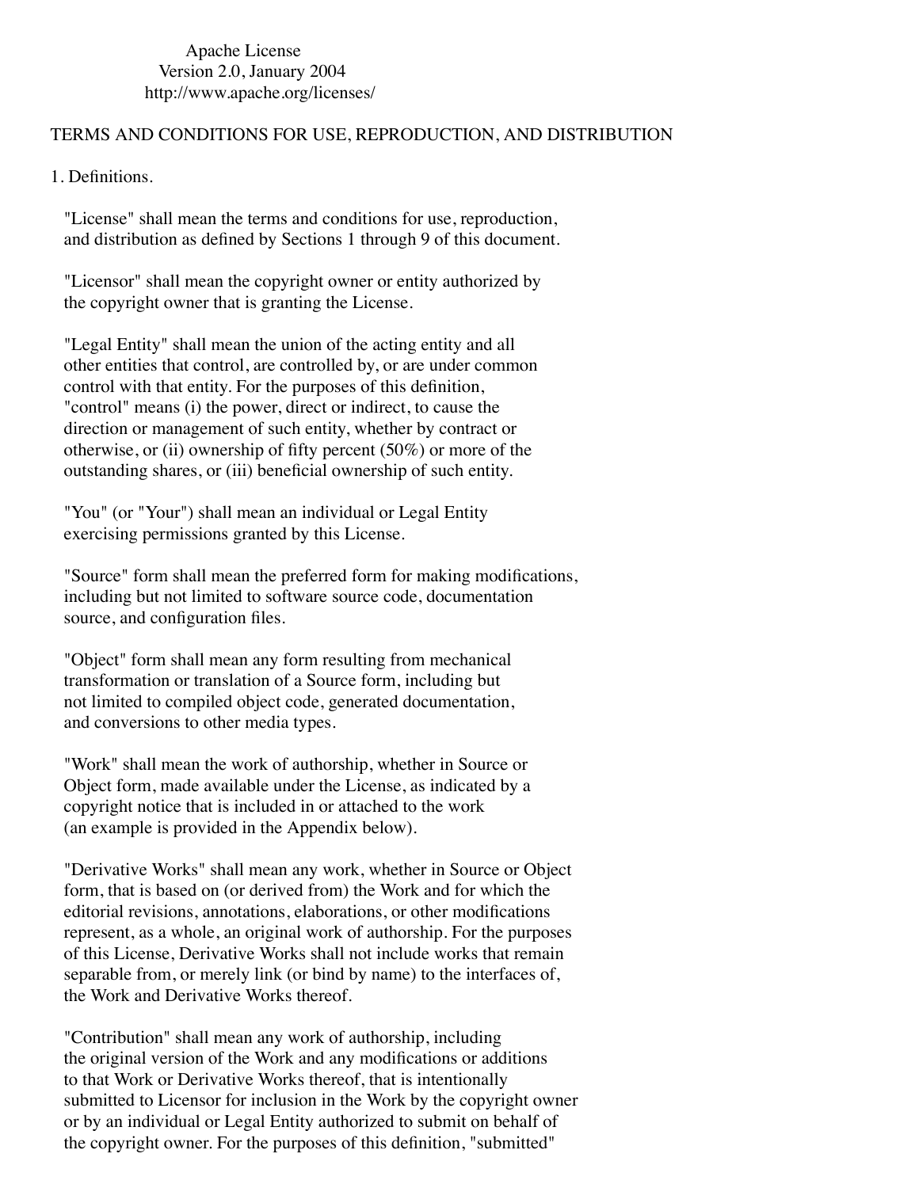Apache License
Version 2.0, January 2004
http://www.apache.org/licenses/

TERMS AND CONDITIONS FOR USE, REPRODUCTION, AND DISTRIBUTION

1. Definitions.

"License" shall mean the terms and conditions for use, reproduction, and distribution as defined by Sections 1 through 9 of this document.

"Licensor" shall mean the copyright owner or entity authorized by the copyright owner that is granting the License.

"Legal Entity" shall mean the union of the acting entity and all other entities that control, are controlled by, or are under common control with that entity. For the purposes of this definition, "control" means (i) the power, direct or indirect, to cause the direction or management of such entity, whether by contract or otherwise, or (ii) ownership of fifty percent (50%) or more of the outstanding shares, or (iii) beneficial ownership of such entity.

"You" (or "Your") shall mean an individual or Legal Entity exercising permissions granted by this License.

"Source" form shall mean the preferred form for making modifications, including but not limited to software source code, documentation source, and configuration files.

"Object" form shall mean any form resulting from mechanical transformation or translation of a Source form, including but not limited to compiled object code, generated documentation, and conversions to other media types.

"Work" shall mean the work of authorship, whether in Source or Object form, made available under the License, as indicated by a copyright notice that is included in or attached to the work (an example is provided in the Appendix below).

"Derivative Works" shall mean any work, whether in Source or Object form, that is based on (or derived from) the Work and for which the editorial revisions, annotations, elaborations, or other modifications represent, as a whole, an original work of authorship. For the purposes of this License, Derivative Works shall not include works that remain separable from, or merely link (or bind by name) to the interfaces of, the Work and Derivative Works thereof.

"Contribution" shall mean any work of authorship, including the original version of the Work and any modifications or additions to that Work or Derivative Works thereof, that is intentionally submitted to Licensor for inclusion in the Work by the copyright owner or by an individual or Legal Entity authorized to submit on behalf of the copyright owner. For the purposes of this definition, "submitted"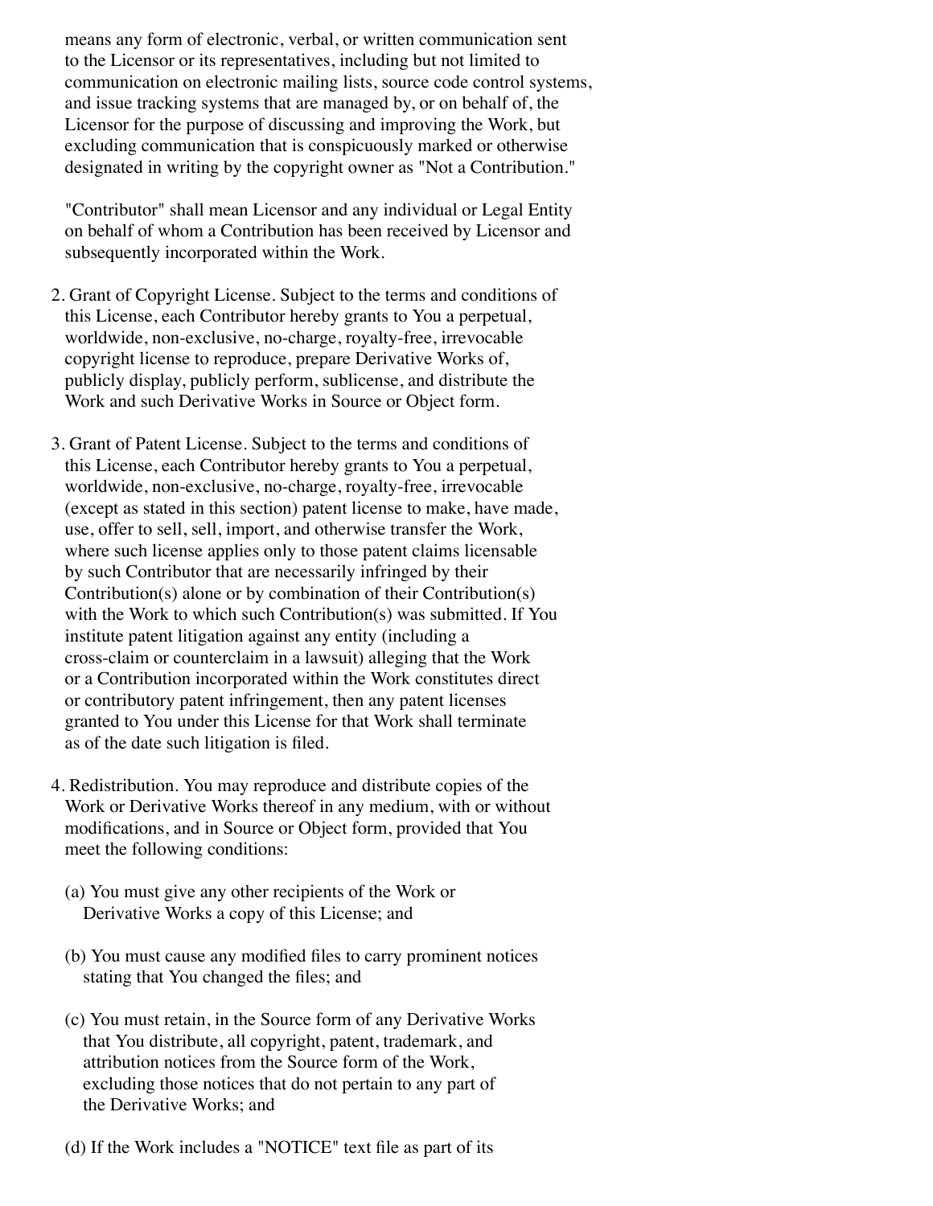means any form of electronic, verbal, or written communication sent to the Licensor or its representatives, including but not limited to communication on electronic mailing lists, source code control systems, and issue tracking systems that are managed by, or on behalf of, the Licensor for the purpose of discussing and improving the Work, but excluding communication that is conspicuously marked or otherwise designated in writing by the copyright owner as "Not a Contribution."

"Contributor" shall mean Licensor and any individual or Legal Entity on behalf of whom a Contribution has been received by Licensor and subsequently incorporated within the Work.

2. Grant of Copyright License. Subject to the terms and conditions of this License, each Contributor hereby grants to You a perpetual, worldwide, non-exclusive, no-charge, royalty-free, irrevocable copyright license to reproduce, prepare Derivative Works of, publicly display, publicly perform, sublicense, and distribute the Work and such Derivative Works in Source or Object form.

3. Grant of Patent License. Subject to the terms and conditions of this License, each Contributor hereby grants to You a perpetual, worldwide, non-exclusive, no-charge, royalty-free, irrevocable (except as stated in this section) patent license to make, have made, use, offer to sell, sell, import, and otherwise transfer the Work, where such license applies only to those patent claims licensable by such Contributor that are necessarily infringed by their Contribution(s) alone or by combination of their Contribution(s) with the Work to which such Contribution(s) was submitted. If You institute patent litigation against any entity (including a cross-claim or counterclaim in a lawsuit) alleging that the Work or a Contribution incorporated within the Work constitutes direct or contributory patent infringement, then any patent licenses granted to You under this License for that Work shall terminate as of the date such litigation is filed.

4. Redistribution. You may reproduce and distribute copies of the Work or Derivative Works thereof in any medium, with or without modifications, and in Source or Object form, provided that You meet the following conditions:

   (a) You must give any other recipients of the Work or Derivative Works a copy of this License; and

   (b) You must cause any modified files to carry prominent notices stating that You changed the files; and

   (c) You must retain, in the Source form of any Derivative Works that You distribute, all copyright, patent, trademark, and attribution notices from the Source form of the Work, excluding those notices that do not pertain to any part of the Derivative Works; and

   (d) If the Work includes a "NOTICE" text file as part of its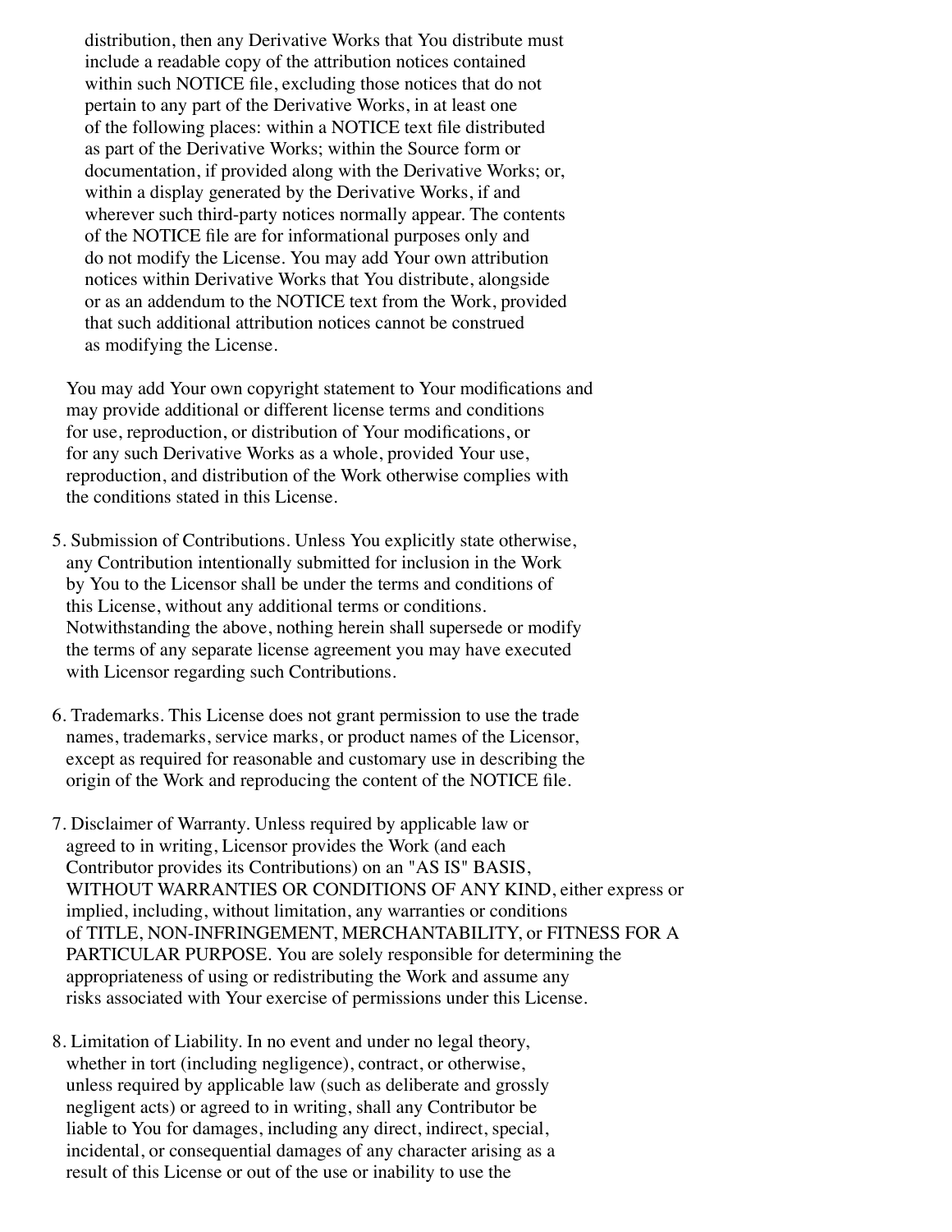distribution, then any Derivative Works that You distribute must include a readable copy of the attribution notices contained within such NOTICE file, excluding those notices that do not pertain to any part of the Derivative Works, in at least one of the following places: within a NOTICE text file distributed as part of the Derivative Works; within the Source form or documentation, if provided along with the Derivative Works; or, within a display generated by the Derivative Works, if and wherever such third-party notices normally appear. The contents of the NOTICE file are for informational purposes only and do not modify the License. You may add Your own attribution notices within Derivative Works that You distribute, alongside or as an addendum to the NOTICE text from the Work, provided that such additional attribution notices cannot be construed as modifying the License.

You may add Your own copyright statement to Your modifications and may provide additional or different license terms and conditions for use, reproduction, or distribution of Your modifications, or for any such Derivative Works as a whole, provided Your use, reproduction, and distribution of the Work otherwise complies with the conditions stated in this License.

5. Submission of Contributions. Unless You explicitly state otherwise, any Contribution intentionally submitted for inclusion in the Work by You to the Licensor shall be under the terms and conditions of this License, without any additional terms or conditions. Notwithstanding the above, nothing herein shall supersede or modify the terms of any separate license agreement you may have executed with Licensor regarding such Contributions.

6. Trademarks. This License does not grant permission to use the trade names, trademarks, service marks, or product names of the Licensor, except as required for reasonable and customary use in describing the origin of the Work and reproducing the content of the NOTICE file.

7. Disclaimer of Warranty. Unless required by applicable law or agreed to in writing, Licensor provides the Work (and each Contributor provides its Contributions) on an "AS IS" BASIS, WITHOUT WARRANTIES OR CONDITIONS OF ANY KIND, either express or implied, including, without limitation, any warranties or conditions of TITLE, NON-INFRINGEMENT, MERCHANTABILITY, or FITNESS FOR A PARTICULAR PURPOSE. You are solely responsible for determining the appropriateness of using or redistributing the Work and assume any risks associated with Your exercise of permissions under this License.

8. Limitation of Liability. In no event and under no legal theory, whether in tort (including negligence), contract, or otherwise, unless required by applicable law (such as deliberate and grossly negligent acts) or agreed to in writing, shall any Contributor be liable to You for damages, including any direct, indirect, special, incidental, or consequential damages of any character arising as a result of this License or out of the use or inability to use the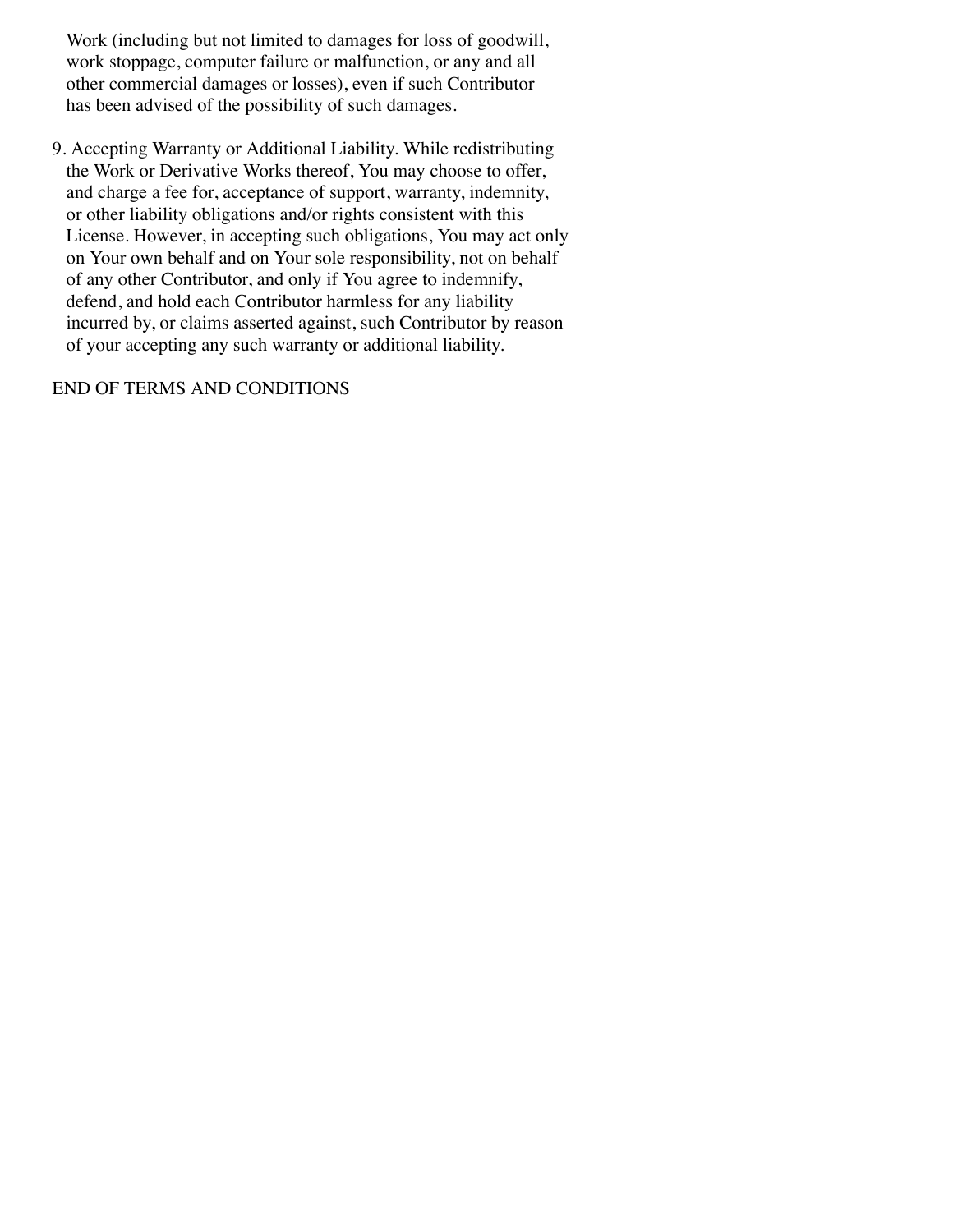Work (including but not limited to damages for loss of goodwill, work stoppage, computer failure or malfunction, or any and all other commercial damages or losses), even if such Contributor has been advised of the possibility of such damages.

9. Accepting Warranty or Additional Liability. While redistributing the Work or Derivative Works thereof, You may choose to offer, and charge a fee for, acceptance of support, warranty, indemnity, or other liability obligations and/or rights consistent with this License. However, in accepting such obligations, You may act only on Your own behalf and on Your sole responsibility, not on behalf of any other Contributor, and only if You agree to indemnify, defend, and hold each Contributor harmless for any liability incurred by, or claims asserted against, such Contributor by reason of your accepting any such warranty or additional liability.

END OF TERMS AND CONDITIONS